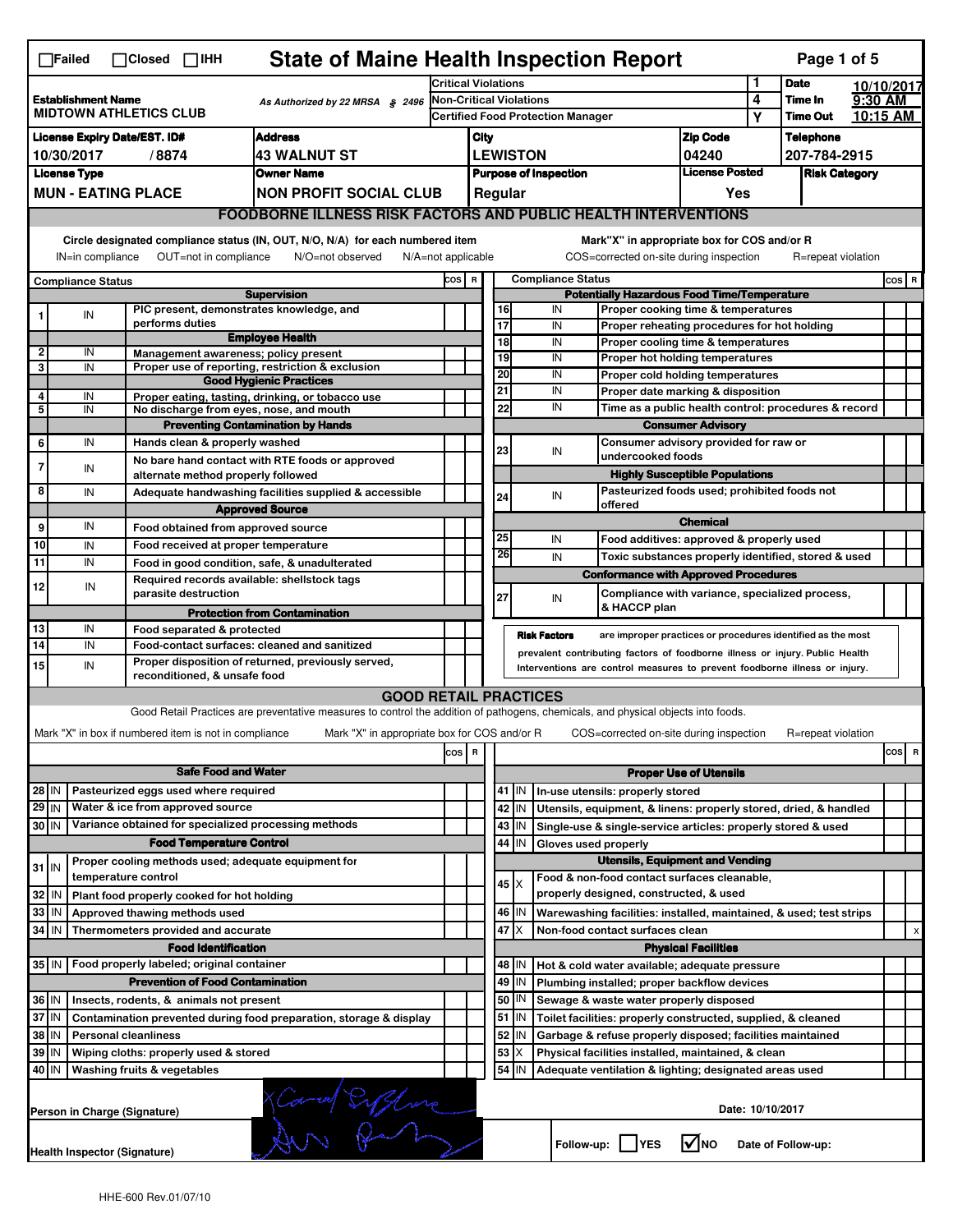☐Failed ☐Closed ☐IHH

# State of Maine Health Inspection Report

| | | | | |
|---|---|---|---|---|
| **Establishment Name** MIDTOWN ATHLETICS CLUB | As Authorized by 22 MRSA § 2496 | Critical Violations | 1 | **Date** 10/10/2017 |
| | | Non-Critical Violations | 4 | **Time In** 9:30 AM |
| | | Certified Food Protection Manager | Y | **Time Out** 10:15 AM |

| License Expiry Date/EST. ID# | Address | City | Zip Code | Telephone |
|---|---|---|---|---|
| 10/30/2017 / 8874 | 43 WALNUT ST | LEWISTON | 04240 | 207-784-2915 |
| **License Type** | **Owner Name** | **Purpose of Inspection** | **License Posted** | **Risk Category** |
| MUN - EATING PLACE | NON PROFIT SOCIAL CLUB | Regular | Yes | |

## FOODBORNE ILLNESS RISK FACTORS AND PUBLIC HEALTH INTERVENTIONS

Circle designated compliance status (IN, OUT, N/O, N/A) for each numbered item — IN=in compliance OUT=not in compliance N/O=not observed N/A=not applicable

Mark "X" in appropriate box for COS and/or R — COS=corrected on-site during inspection R=repeat violation

| # | Compliance Status | Item | COS | R |
|---|---|---|---|---|
| | | **Supervision** | | |
| 1 | IN | PIC present, demonstrates knowledge, and performs duties | | |
| | | **Employee Health** | | |
| 2 | IN | Management awareness; policy present | | |
| 3 | IN | Proper use of reporting, restriction & exclusion | | |
| | | **Good Hygienic Practices** | | |
| 4 | IN | Proper eating, tasting, drinking, or tobacco use | | |
| 5 | IN | No discharge from eyes, nose, and mouth | | |
| | | **Preventing Contamination by Hands** | | |
| 6 | IN | Hands clean & properly washed | | |
| 7 | IN | No bare hand contact with RTE foods or approved alternate method properly followed | | |
| 8 | IN | Adequate handwashing facilities supplied & accessible | | |
| | | **Approved Source** | | |
| 9 | IN | Food obtained from approved source | | |
| 10 | IN | Food received at proper temperature | | |
| 11 | IN | Food in good condition, safe, & unadulterated | | |
| 12 | IN | Required records available: shellstock tags parasite destruction | | |
| | | **Protection from Contamination** | | |
| 13 | IN | Food separated & protected | | |
| 14 | IN | Food-contact surfaces: cleaned and sanitized | | |
| 15 | IN | Proper disposition of returned, previously served, reconditioned, & unsafe food | | |
| | | **Potentially Hazardous Food Time/Temperature** | | |
| 16 | IN | Proper cooking time & temperatures | | |
| 17 | IN | Proper reheating procedures for hot holding | | |
| 18 | IN | Proper cooling time & temperatures | | |
| 19 | IN | Proper hot holding temperatures | | |
| 20 | IN | Proper cold holding temperatures | | |
| 21 | IN | Proper date marking & disposition | | |
| 22 | IN | Time as a public health control: procedures & record | | |
| | | **Consumer Advisory** | | |
| 23 | IN | Consumer advisory provided for raw or undercooked foods | | |
| | | **Highly Susceptible Populations** | | |
| 24 | IN | Pasteurized foods used; prohibited foods not offered | | |
| | | **Chemical** | | |
| 25 | IN | Food additives: approved & properly used | | |
| 26 | IN | Toxic substances properly identified, stored & used | | |
| | | **Conformance with Approved Procedures** | | |
| 27 | IN | Compliance with variance, specialized process, & HACCP plan | | |

**Risk Factors** are improper practices or procedures identified as the most prevalent contributing factors of foodborne illness or injury. Public Health Interventions are control measures to prevent foodborne illness or injury.

## GOOD RETAIL PRACTICES

Good Retail Practices are preventative measures to control the addition of pathogens, chemicals, and physical objects into foods.

Mark "X" in box if numbered item is not in compliance — Mark "X" in appropriate box for COS and/or R — COS=corrected on-site during inspection R=repeat violation

| # | Status | Item | COS | R |
|---|---|---|---|---|
| | | **Safe Food and Water** | | |
| 28 | IN | Pasteurized eggs used where required | | |
| 29 | IN | Water & ice from approved source | | |
| 30 | IN | Variance obtained for specialized processing methods | | |
| | | **Food Temperature Control** | | |
| 31 | IN | Proper cooling methods used; adequate equipment for temperature control | | |
| 32 | IN | Plant food properly cooked for hot holding | | |
| 33 | IN | Approved thawing methods used | | |
| 34 | IN | Thermometers provided and accurate | | |
| | | **Food Identification** | | |
| 35 | IN | Food properly labeled; original container | | |
| | | **Prevention of Food Contamination** | | |
| 36 | IN | Insects, rodents, & animals not present | | |
| 37 | IN | Contamination prevented during food preparation, storage & display | | |
| 38 | IN | Personal cleanliness | | |
| 39 | IN | Wiping cloths: properly used & stored | | |
| 40 | IN | Washing fruits & vegetables | | |
| | | **Proper Use of Utensils** | | |
| 41 | IN | In-use utensils: properly stored | | |
| 42 | IN | Utensils, equipment, & linens: properly stored, dried, & handled | | |
| 43 | IN | Single-use & single-service articles: properly stored & used | | |
| 44 | IN | Gloves used properly | | |
| | | **Utensils, Equipment and Vending** | | |
| 45 | X | Food & non-food contact surfaces cleanable, properly designed, constructed, & used | | |
| 46 | IN | Warewashing facilities: installed, maintained, & used; test strips | | |
| 47 | X | Non-food contact surfaces clean | | x |
| | | **Physical Facilities** | | |
| 48 | IN | Hot & cold water available; adequate pressure | | |
| 49 | IN | Plumbing installed; proper backflow devices | | |
| 50 | IN | Sewage & waste water properly disposed | | |
| 51 | IN | Toilet facilities: properly constructed, supplied, & cleaned | | |
| 52 | IN | Garbage & refuse properly disposed; facilities maintained | | |
| 53 | X | Physical facilities installed, maintained, & clean | | |
| 54 | IN | Adequate ventilation & lighting; designated areas used | | |

Person in Charge (Signature) [signature]

Date: 10/10/2017

Health Inspector (Signature) [signature]

Follow-up: ☐ YES ☑ NO Date of Follow-up:

HHE-600 Rev.01/07/10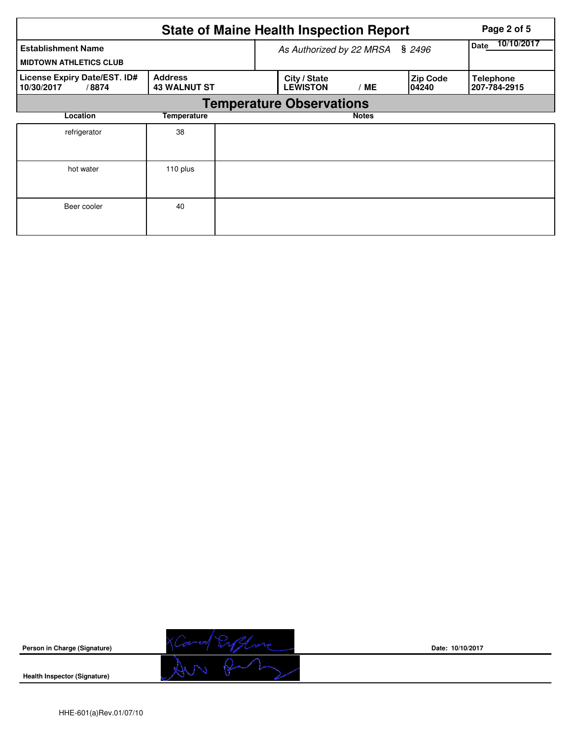# State of Maine Health Inspection Report

| Establishment Name | As Authorized by 22 MRSA § 2496 | | | Date 10/10/2017 |
|---|---|---|---|---|
| MIDTOWN ATHLETICS CLUB | | | | |
| **License Expiry Date/EST. ID#** | **Address** | **City / State** | **Zip Code** | **Telephone** |
| 10/30/2017 / 8874 | 43 WALNUT ST | LEWISTON / ME | 04240 | 207-784-2915 |

## Temperature Observations

| Location | Temperature | Notes |
|---|---|---|
| refrigerator | 38 | |
| hot water | 110 plus | |
| Beer cooler | 40 | |

**Person in Charge (Signature)** Date: 10/10/2017

**Health Inspector (Signature)**

HHE-601(a)Rev.01/07/10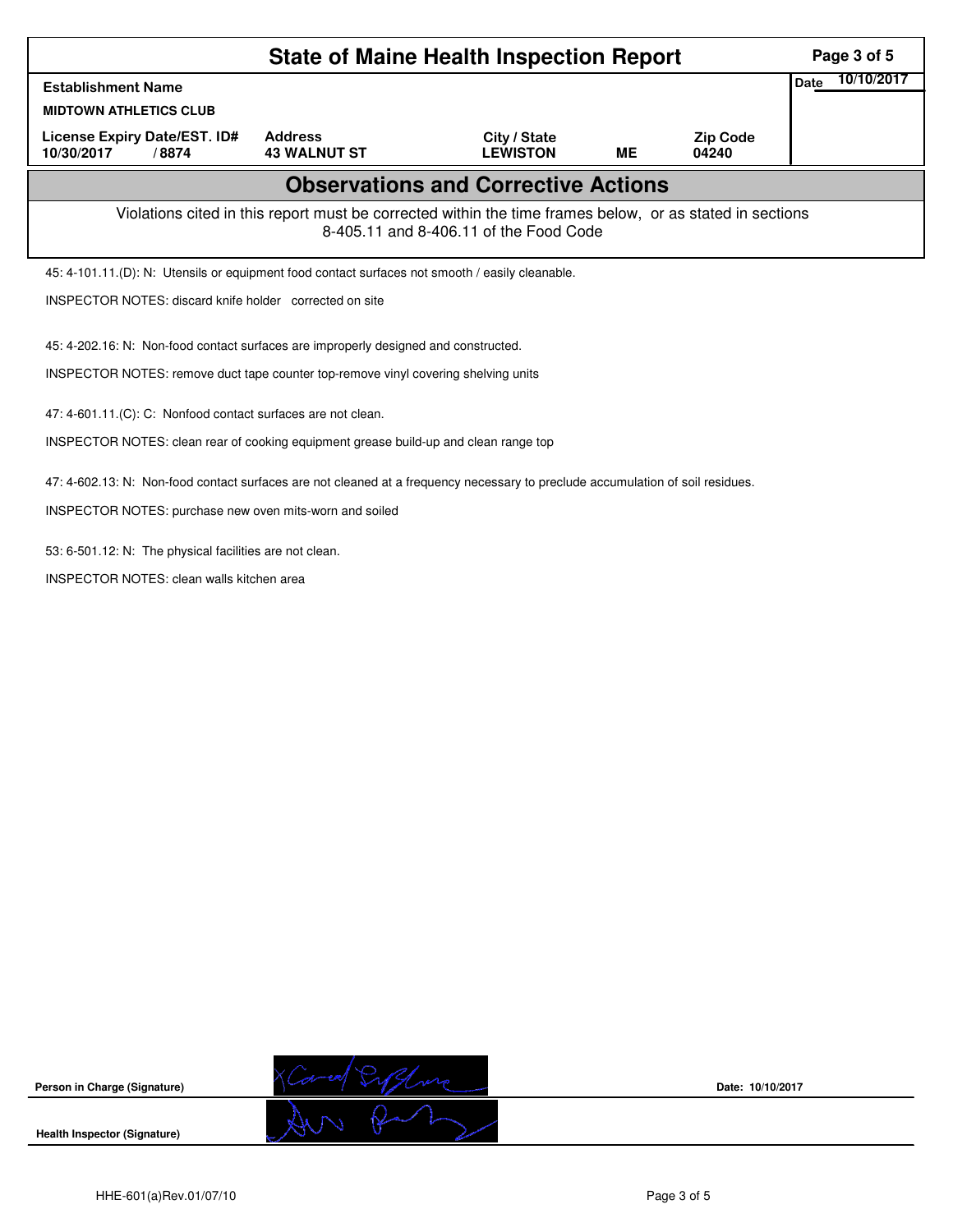# State of Maine Health Inspection Report

| Establishment Name | | | | | Date 10/10/2017 |
|---|---|---|---|---|---|
| MIDTOWN ATHLETICS CLUB | | | | | |
| License Expiry Date/EST. ID# | Address | City / State | | Zip Code | |
| 10/30/2017 / 8874 | 43 WALNUT ST | LEWISTON | ME | 04240 | |

## Observations and Corrective Actions

Violations cited in this report must be corrected within the time frames below, or as stated in sections 8-405.11 and 8-406.11 of the Food Code

45: 4-101.11.(D): N: Utensils or equipment food contact surfaces not smooth / easily cleanable.

INSPECTOR NOTES: discard knife holder corrected on site

45: 4-202.16: N: Non-food contact surfaces are improperly designed and constructed.

INSPECTOR NOTES: remove duct tape counter top-remove vinyl covering shelving units

47: 4-601.11.(C): C: Nonfood contact surfaces are not clean.

INSPECTOR NOTES: clean rear of cooking equipment grease build-up and clean range top

47: 4-602.13: N: Non-food contact surfaces are not cleaned at a frequency necessary to preclude accumulation of soil residues.

INSPECTOR NOTES: purchase new oven mits-worn and soiled

53: 6-501.12: N: The physical facilities are not clean.

INSPECTOR NOTES: clean walls kitchen area

Person in Charge (Signature) Date: 10/10/2017

Health Inspector (Signature)

HHE-601(a)Rev.01/07/10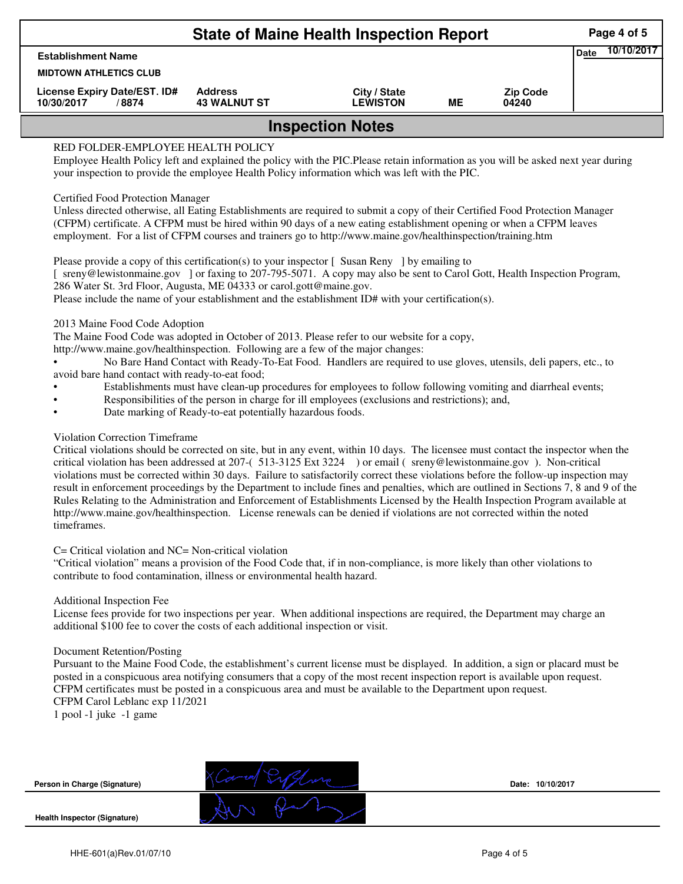# State of Maine Health Inspection Report

| Establishment Name | | | | | Date 10/10/2017 |
|---|---|---|---|---|---|
| MIDTOWN ATHLETICS CLUB | | | | | |
| License Expiry Date/EST. ID# | Address | City / State | | Zip Code | |
| 10/30/2017 / 8874 | 43 WALNUT ST | LEWISTON | ME | 04240 | |

## Inspection Notes

RED FOLDER-EMPLOYEE HEALTH POLICY
Employee Health Policy left and explained the policy with the PIC.Please retain information as you will be asked next year during your inspection to provide the employee Health Policy information which was left with the PIC.

Certified Food Protection Manager
Unless directed otherwise, all Eating Establishments are required to submit a copy of their Certified Food Protection Manager (CFPM) certificate. A CFPM must be hired within 90 days of a new eating establishment opening or when a CFPM leaves employment. For a list of CFPM courses and trainers go to http://www.maine.gov/healthinspection/training.htm

Please provide a copy of this certification(s) to your inspector [ Susan Reny ] by emailing to
[ sreny@lewistonmaine.gov ] or faxing to 207-795-5071. A copy may also be sent to Carol Gott, Health Inspection Program, 286 Water St. 3rd Floor, Augusta, ME 04333 or carol.gott@maine.gov.
Please include the name of your establishment and the establishment ID# with your certification(s).

2013 Maine Food Code Adoption
The Maine Food Code was adopted in October of 2013. Please refer to our website for a copy,
http://www.maine.gov/healthinspection. Following are a few of the major changes:

- No Bare Hand Contact with Ready-To-Eat Food. Handlers are required to use gloves, utensils, deli papers, etc., to avoid bare hand contact with ready-to-eat food;
- Establishments must have clean-up procedures for employees to follow following vomiting and diarrheal events;
- Responsibilities of the person in charge for ill employees (exclusions and restrictions); and,
- Date marking of Ready-to-eat potentially hazardous foods.

Violation Correction Timeframe
Critical violations should be corrected on site, but in any event, within 10 days. The licensee must contact the inspector when the critical violation has been addressed at 207-( 513-3125 Ext 3224 ) or email ( sreny@lewistonmaine.gov ). Non-critical violations must be corrected within 30 days. Failure to satisfactorily correct these violations before the follow-up inspection may result in enforcement proceedings by the Department to include fines and penalties, which are outlined in Sections 7, 8 and 9 of the Rules Relating to the Administration and Enforcement of Establishments Licensed by the Health Inspection Program available at http://www.maine.gov/healthinspection. License renewals can be denied if violations are not corrected within the noted timeframes.

C= Critical violation and NC= Non-critical violation
"Critical violation" means a provision of the Food Code that, if in non-compliance, is more likely than other violations to contribute to food contamination, illness or environmental health hazard.

Additional Inspection Fee
License fees provide for two inspections per year. When additional inspections are required, the Department may charge an additional $100 fee to cover the costs of each additional inspection or visit.

Document Retention/Posting
Pursuant to the Maine Food Code, the establishment's current license must be displayed. In addition, a sign or placard must be posted in a conspicuous area notifying consumers that a copy of the most recent inspection report is available upon request. CFPM certificates must be posted in a conspicuous area and must be available to the Department upon request.
CFPM Carol Leblanc exp 11/2021
1 pool -1 juke -1 game

Person in Charge (Signature) — Date: 10/10/2017

Health Inspector (Signature)

HHE-601(a)Rev.01/07/10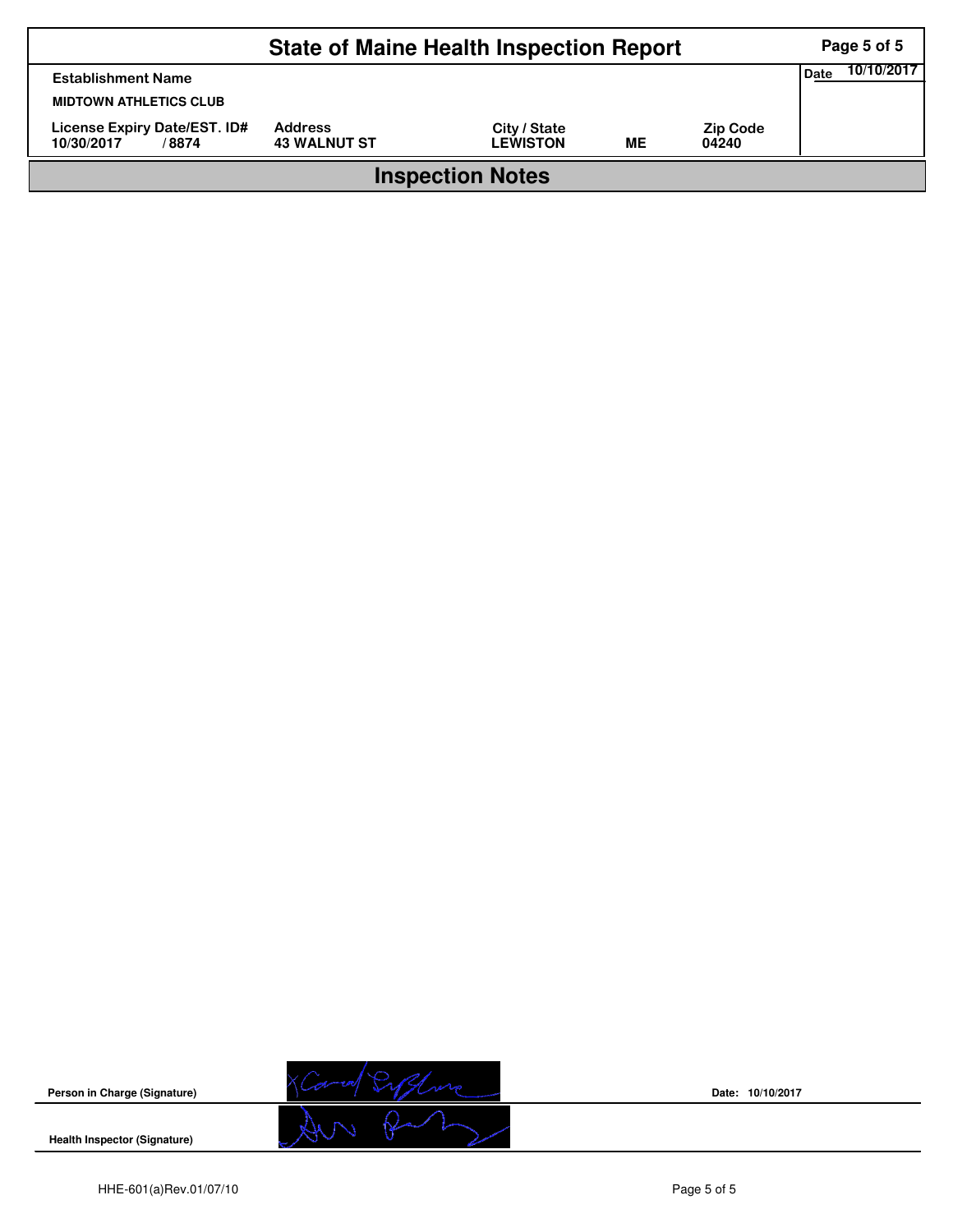# State of Maine Health Inspection Report

| | | | | | |
|---|---|---|---|---|---|
| **Establishment Name** | | | | | **Date** 10/10/2017 |
| **MIDTOWN ATHLETICS CLUB** | | | | | |
| **License Expiry Date/EST. ID#** 10/30/2017 / 8874 | **Address** 43 WALNUT ST | **City / State** LEWISTON | ME | **Zip Code** 04240 | |

## Inspection Notes

**Person in Charge (Signature)**

**Date:** 10/10/2017

**Health Inspector (Signature)**

HHE-601(a)Rev.01/07/10